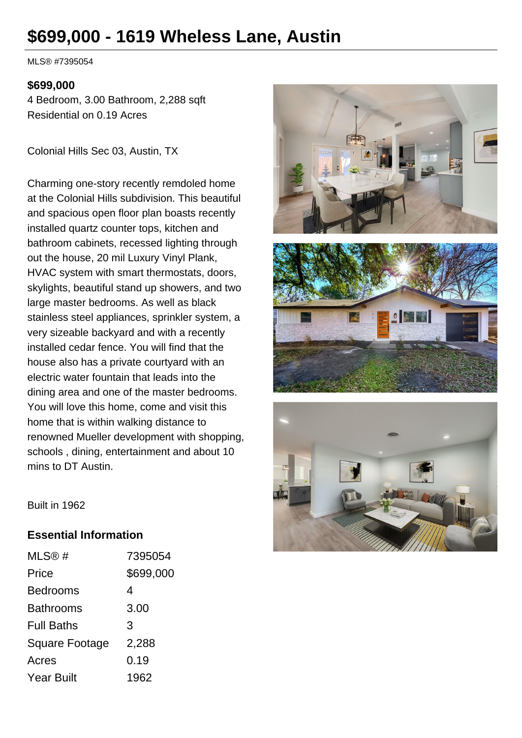# $699,000 - 1619 Wheless Lane, Austin

MLS® #7395054

**$699,000**
4 Bedroom, 3.00 Bathroom, 2,288 sqft
Residential on 0.19 Acres

Colonial Hills Sec 03, Austin, TX

Charming one-story recently remdoled home at the Colonial Hills subdivision. This beautiful and spacious open floor plan boasts recently installed quartz counter tops, kitchen and bathroom cabinets, recessed lighting through out the house, 20 mil Luxury Vinyl Plank, HVAC system with smart thermostats, doors, skylights, beautiful stand up showers, and two large master bedrooms. As well as black stainless steel appliances, sprinkler system, a very sizeable backyard and with a recently installed cedar fence. You will find that the house also has a private courtyard with an electric water fountain that leads into the dining area and one of the master bedrooms. You will love this home, come and visit this home that is within walking distance to renowned Mueller development with shopping, schools , dining, entertainment and about 10 mins to DT Austin.

Built in 1962

## Essential Information

| | |
|---|---|
| MLS® # | 7395054 |
| Price | $699,000 |
| Bedrooms | 4 |
| Bathrooms | 3.00 |
| Full Baths | 3 |
| Square Footage | 2,288 |
| Acres | 0.19 |
| Year Built | 1962 |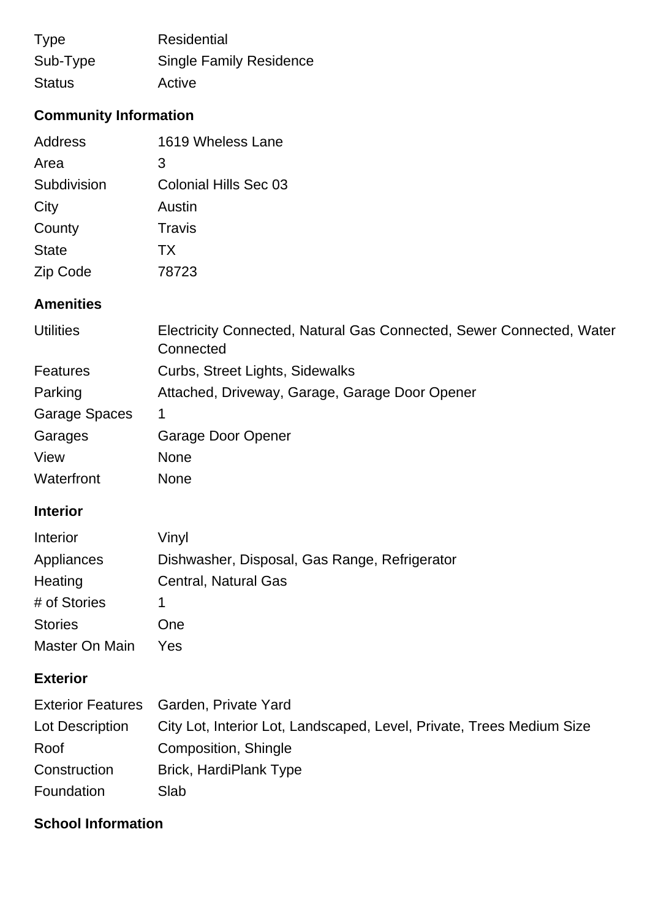| | |
|---|---|
| Type | Residential |
| Sub-Type | Single Family Residence |
| Status | Active |

## Community Information

| | |
|---|---|
| Address | 1619 Wheless Lane |
| Area | 3 |
| Subdivision | Colonial Hills Sec 03 |
| City | Austin |
| County | Travis |
| State | TX |
| Zip Code | 78723 |

## Amenities

| | |
|---|---|
| Utilities | Electricity Connected, Natural Gas Connected, Sewer Connected, Water Connected |
| Features | Curbs, Street Lights, Sidewalks |
| Parking | Attached, Driveway, Garage, Garage Door Opener |
| Garage Spaces | 1 |
| Garages | Garage Door Opener |
| View | None |
| Waterfront | None |

## Interior

| | |
|---|---|
| Interior | Vinyl |
| Appliances | Dishwasher, Disposal, Gas Range, Refrigerator |
| Heating | Central, Natural Gas |
| # of Stories | 1 |
| Stories | One |
| Master On Main | Yes |

## Exterior

| | |
|---|---|
| Exterior Features | Garden, Private Yard |
| Lot Description | City Lot, Interior Lot, Landscaped, Level, Private, Trees Medium Size |
| Roof | Composition, Shingle |
| Construction | Brick, HardiPlank Type |
| Foundation | Slab |

## School Information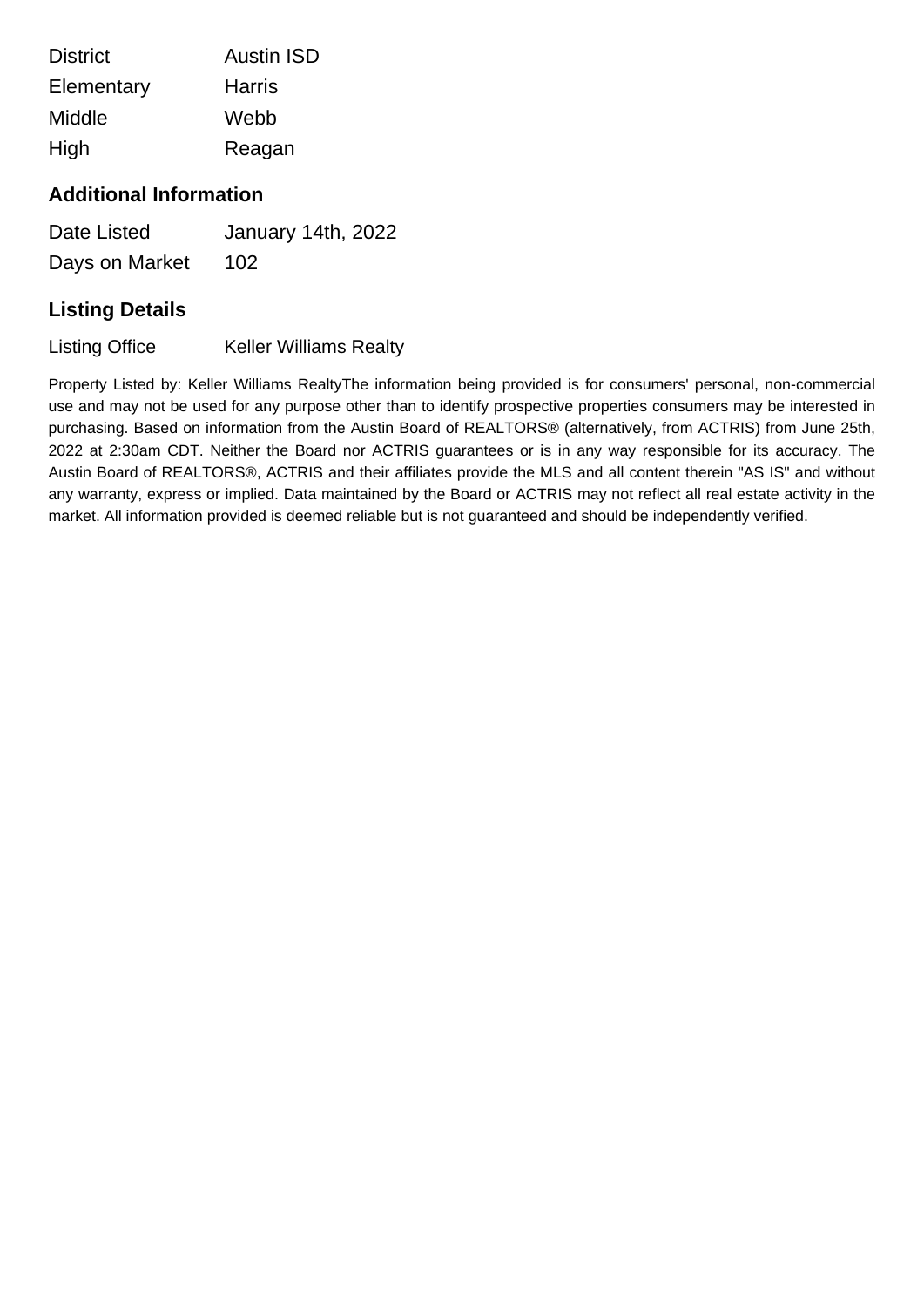| | |
|---|---|
| District | Austin ISD |
| Elementary | Harris |
| Middle | Webb |
| High | Reagan |

### Additional Information

| | |
|---|---|
| Date Listed | January 14th, 2022 |
| Days on Market | 102 |

### Listing Details

| | |
|---|---|
| Listing Office | Keller Williams Realty |

Property Listed by: Keller Williams RealtyThe information being provided is for consumers' personal, non-commercial use and may not be used for any purpose other than to identify prospective properties consumers may be interested in purchasing. Based on information from the Austin Board of REALTORS® (alternatively, from ACTRIS) from June 25th, 2022 at 2:30am CDT. Neither the Board nor ACTRIS guarantees or is in any way responsible for its accuracy. The Austin Board of REALTORS®, ACTRIS and their affiliates provide the MLS and all content therein "AS IS" and without any warranty, express or implied. Data maintained by the Board or ACTRIS may not reflect all real estate activity in the market. All information provided is deemed reliable but is not guaranteed and should be independently verified.